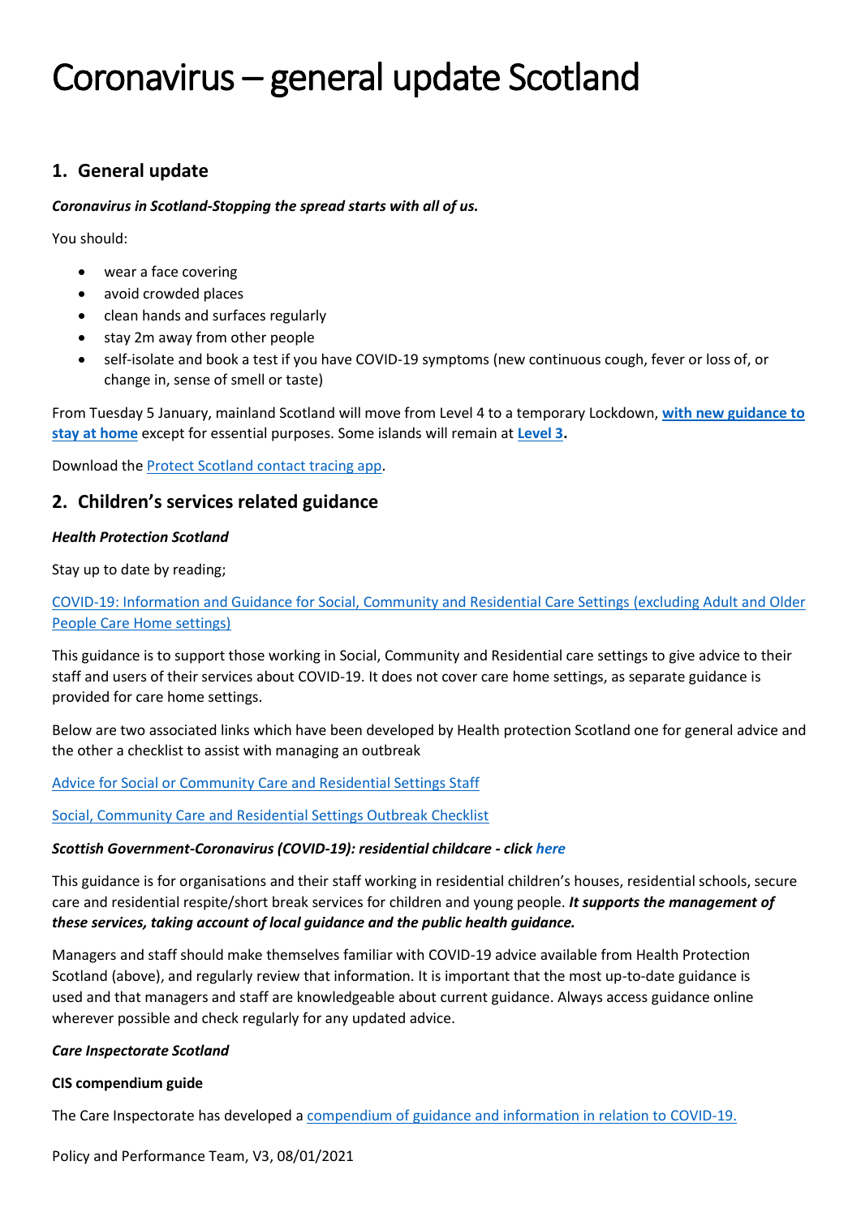# Coronavirus – general update Scotland

## 1. General update

***Coronavirus in Scotland-Stopping the spread starts with all of us.***

You should:

- wear a face covering
- avoid crowded places
- clean hands and surfaces regularly
- stay 2m away from other people
- self-isolate and book a test if you have COVID-19 symptoms (new continuous cough, fever or loss of, or change in, sense of smell or taste)

From Tuesday 5 January, mainland Scotland will move from Level 4 to a temporary Lockdown, **with new guidance to stay at home** except for essential purposes. Some islands will remain at **Level 3**.

Download the Protect Scotland contact tracing app.

## 2. Children's services related guidance

***Health Protection Scotland***

Stay up to date by reading;

COVID-19: Information and Guidance for Social, Community and Residential Care Settings (excluding Adult and Older People Care Home settings)

This guidance is to support those working in Social, Community and Residential care settings to give advice to their staff and users of their services about COVID-19. It does not cover care home settings, as separate guidance is provided for care home settings.

Below are two associated links which have been developed by Health protection Scotland one for general advice and the other a checklist to assist with managing an outbreak

Advice for Social or Community Care and Residential Settings Staff

Social, Community Care and Residential Settings Outbreak Checklist

***Scottish Government-Coronavirus (COVID-19): residential childcare - click here***

This guidance is for organisations and their staff working in residential children's houses, residential schools, secure care and residential respite/short break services for children and young people. ***It supports the management of these services, taking account of local guidance and the public health guidance.***

Managers and staff should make themselves familiar with COVID-19 advice available from Health Protection Scotland (above), and regularly review that information. It is important that the most up-to-date guidance is used and that managers and staff are knowledgeable about current guidance. Always access guidance online wherever possible and check regularly for any updated advice.

***Care Inspectorate Scotland***

**CIS compendium guide**

The Care Inspectorate has developed a compendium of guidance and information in relation to COVID-19.

Policy and Performance Team, V3, 08/01/2021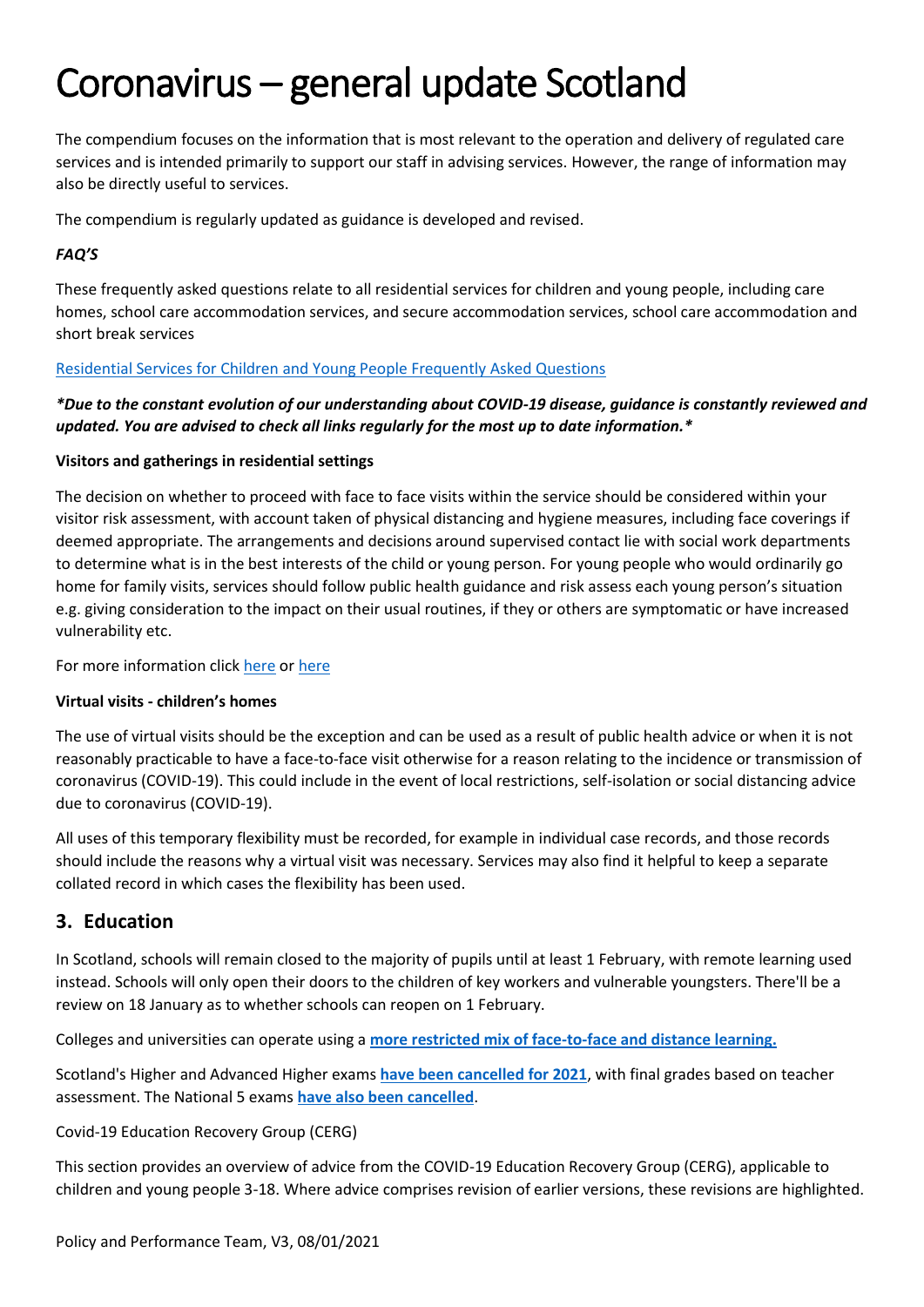# Coronavirus – general update Scotland

The compendium focuses on the information that is most relevant to the operation and delivery of regulated care services and is intended primarily to support our staff in advising services. However, the range of information may also be directly useful to services.

The compendium is regularly updated as guidance is developed and revised.

***FAQ'S***

These frequently asked questions relate to all residential services for children and young people, including care homes, school care accommodation services, and secure accommodation services, school care accommodation and short break services

[Residential Services for Children and Young People Frequently Asked Questions]

***\*Due to the constant evolution of our understanding about COVID-19 disease, guidance is constantly reviewed and updated. You are advised to check all links regularly for the most up to date information.\****

**Visitors and gatherings in residential settings**

The decision on whether to proceed with face to face visits within the service should be considered within your visitor risk assessment, with account taken of physical distancing and hygiene measures, including face coverings if deemed appropriate. The arrangements and decisions around supervised contact lie with social work departments to determine what is in the best interests of the child or young person. For young people who would ordinarily go home for family visits, services should follow public health guidance and risk assess each young person's situation e.g. giving consideration to the impact on their usual routines, if they or others are symptomatic or have increased vulnerability etc.

For more information click here or here

**Virtual visits - children's homes**

The use of virtual visits should be the exception and can be used as a result of public health advice or when it is not reasonably practicable to have a face-to-face visit otherwise for a reason relating to the incidence or transmission of coronavirus (COVID-19). This could include in the event of local restrictions, self-isolation or social distancing advice due to coronavirus (COVID-19).

All uses of this temporary flexibility must be recorded, for example in individual case records, and those records should include the reasons why a virtual visit was necessary. Services may also find it helpful to keep a separate collated record in which cases the flexibility has been used.

## 3. Education

In Scotland, schools will remain closed to the majority of pupils until at least 1 February, with remote learning used instead. Schools will only open their doors to the children of key workers and vulnerable youngsters. There'll be a review on 18 January as to whether schools can reopen on 1 February.

Colleges and universities can operate using a **more restricted mix of face-to-face and distance learning.**

Scotland's Higher and Advanced Higher exams **have been cancelled for 2021**, with final grades based on teacher assessment. The National 5 exams **have also been cancelled**.

Covid-19 Education Recovery Group (CERG)

This section provides an overview of advice from the COVID-19 Education Recovery Group (CERG), applicable to children and young people 3-18. Where advice comprises revision of earlier versions, these revisions are highlighted.

Policy and Performance Team, V3, 08/01/2021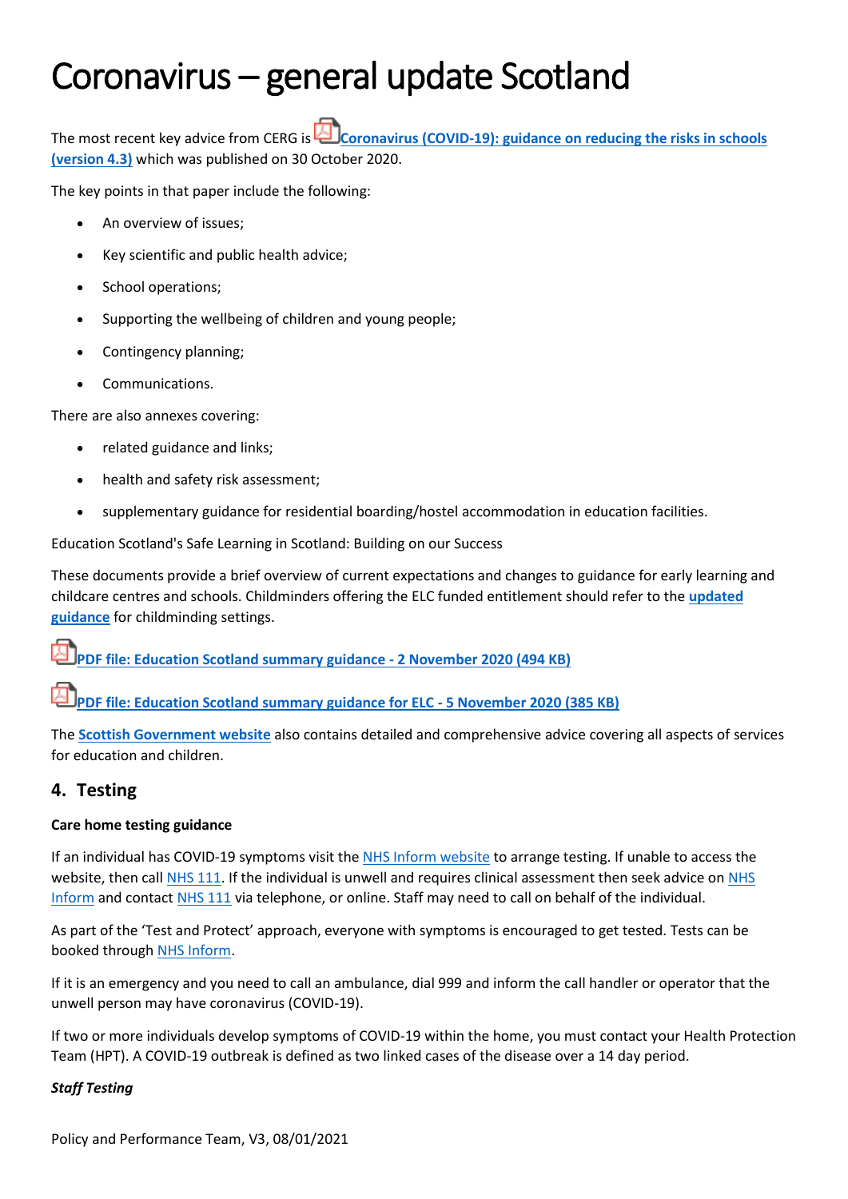# Coronavirus – general update Scotland

The most recent key advice from CERG is **Coronavirus (COVID-19): guidance on reducing the risks in schools (version 4.3)** which was published on 30 October 2020.

The key points in that paper include the following:

- An overview of issues;
- Key scientific and public health advice;
- School operations;
- Supporting the wellbeing of children and young people;
- Contingency planning;
- Communications.

There are also annexes covering:

- related guidance and links;
- health and safety risk assessment;
- supplementary guidance for residential boarding/hostel accommodation in education facilities.

Education Scotland's Safe Learning in Scotland: Building on our Success

These documents provide a brief overview of current expectations and changes to guidance for early learning and childcare centres and schools. Childminders offering the ELC funded entitlement should refer to the **updated guidance** for childminding settings.

**PDF file: Education Scotland summary guidance - 2 November 2020 (494 KB)**

**PDF file: Education Scotland summary guidance for ELC - 5 November 2020 (385 KB)**

The **Scottish Government website** also contains detailed and comprehensive advice covering all aspects of services for education and children.

## 4. Testing

**Care home testing guidance**

If an individual has COVID-19 symptoms visit the NHS Inform website to arrange testing. If unable to access the website, then call NHS 111. If the individual is unwell and requires clinical assessment then seek advice on NHS Inform and contact NHS 111 via telephone, or online. Staff may need to call on behalf of the individual.

As part of the 'Test and Protect' approach, everyone with symptoms is encouraged to get tested. Tests can be booked through NHS Inform.

If it is an emergency and you need to call an ambulance, dial 999 and inform the call handler or operator that the unwell person may have coronavirus (COVID-19).

If two or more individuals develop symptoms of COVID-19 within the home, you must contact your Health Protection Team (HPT). A COVID-19 outbreak is defined as two linked cases of the disease over a 14 day period.

***Staff Testing***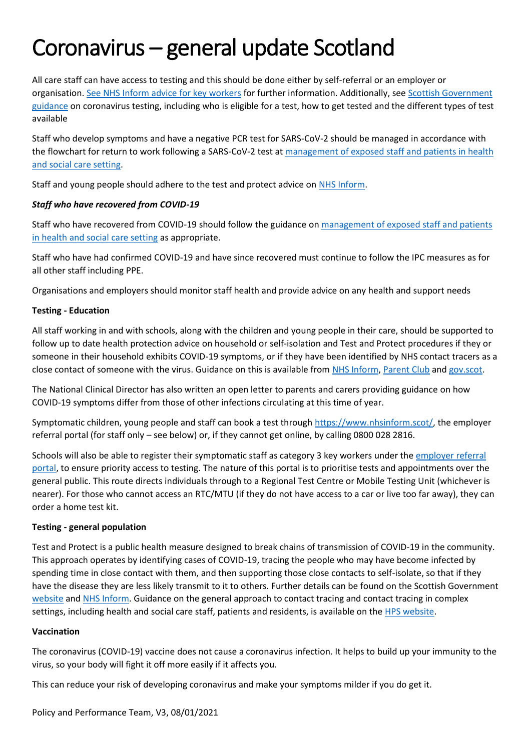# Coronavirus – general update Scotland

All care staff can have access to testing and this should be done either by self-referral or an employer or organisation. See NHS Inform advice for key workers for further information. Additionally, see Scottish Government guidance on coronavirus testing, including who is eligible for a test, how to get tested and the different types of test available

Staff who develop symptoms and have a negative PCR test for SARS-CoV-2 should be managed in accordance with the flowchart for return to work following a SARS-CoV-2 test at management of exposed staff and patients in health and social care setting.

Staff and young people should adhere to the test and protect advice on NHS Inform.

***Staff who have recovered from COVID-19***

Staff who have recovered from COVID-19 should follow the guidance on management of exposed staff and patients in health and social care setting as appropriate.

Staff who have had confirmed COVID-19 and have since recovered must continue to follow the IPC measures as for all other staff including PPE.

Organisations and employers should monitor staff health and provide advice on any health and support needs

**Testing - Education**

All staff working in and with schools, along with the children and young people in their care, should be supported to follow up to date health protection advice on household or self-isolation and Test and Protect procedures if they or someone in their household exhibits COVID-19 symptoms, or if they have been identified by NHS contact tracers as a close contact of someone with the virus. Guidance on this is available from NHS Inform, Parent Club and gov.scot.

The National Clinical Director has also written an open letter to parents and carers providing guidance on how COVID-19 symptoms differ from those of other infections circulating at this time of year.

Symptomatic children, young people and staff can book a test through https://www.nhsinform.scot/, the employer referral portal (for staff only – see below) or, if they cannot get online, by calling 0800 028 2816.

Schools will also be able to register their symptomatic staff as category 3 key workers under the employer referral portal, to ensure priority access to testing. The nature of this portal is to prioritise tests and appointments over the general public. This route directs individuals through to a Regional Test Centre or Mobile Testing Unit (whichever is nearer). For those who cannot access an RTC/MTU (if they do not have access to a car or live too far away), they can order a home test kit.

**Testing - general population**

Test and Protect is a public health measure designed to break chains of transmission of COVID-19 in the community. This approach operates by identifying cases of COVID-19, tracing the people who may have become infected by spending time in close contact with them, and then supporting those close contacts to self-isolate, so that if they have the disease they are less likely transmit to it to others. Further details can be found on the Scottish Government website and NHS Inform. Guidance on the general approach to contact tracing and contact tracing in complex settings, including health and social care staff, patients and residents, is available on the HPS website.

**Vaccination**

The coronavirus (COVID-19) vaccine does not cause a coronavirus infection. It helps to build up your immunity to the virus, so your body will fight it off more easily if it affects you.

This can reduce your risk of developing coronavirus and make your symptoms milder if you do get it.

Policy and Performance Team, V3, 08/01/2021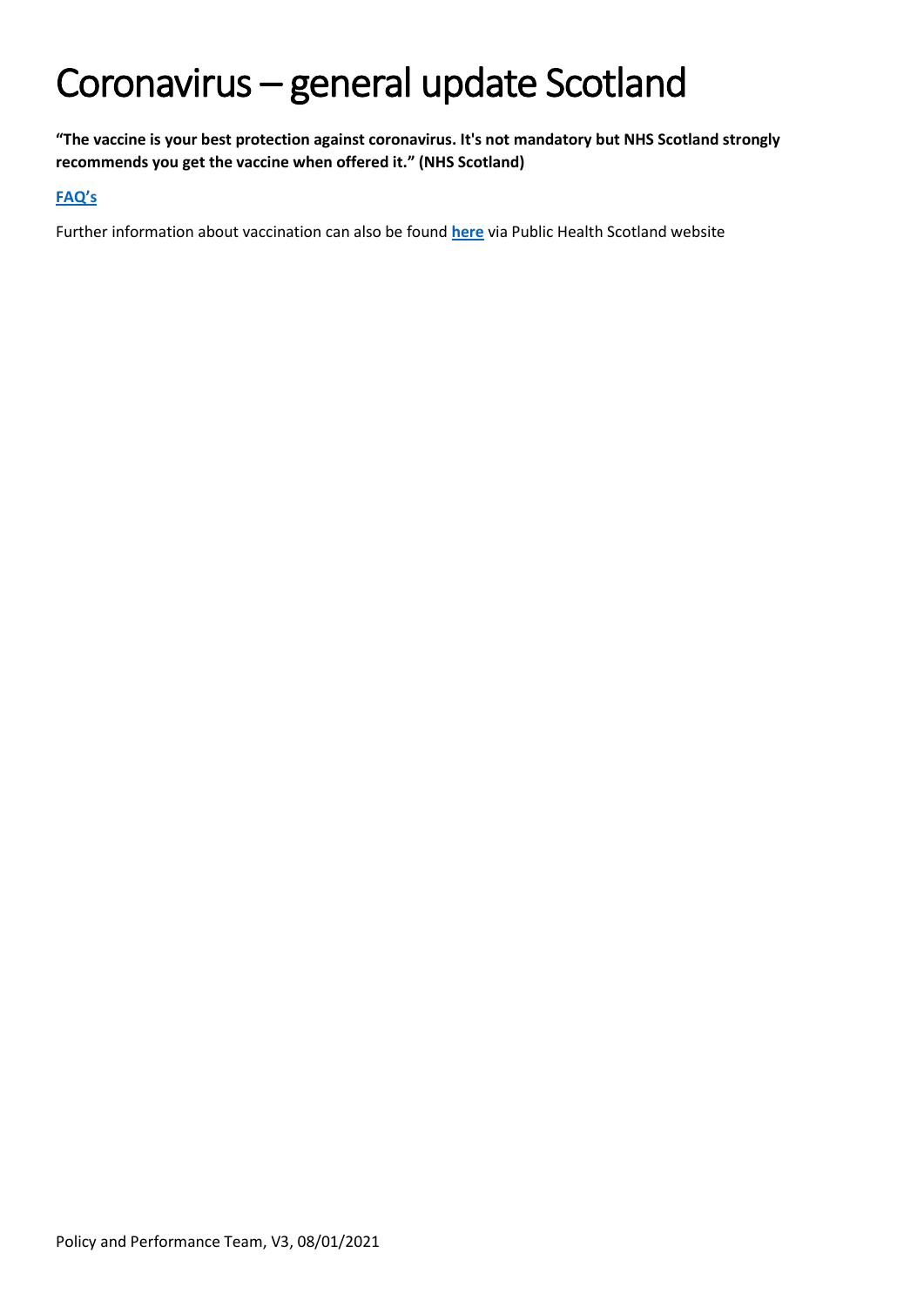# Coronavirus – general update Scotland

**"The vaccine is your best protection against coronavirus. It's not mandatory but NHS Scotland strongly recommends you get the vaccine when offered it." (NHS Scotland)**

**FAQ's**

Further information about vaccination can also be found **here** via Public Health Scotland website